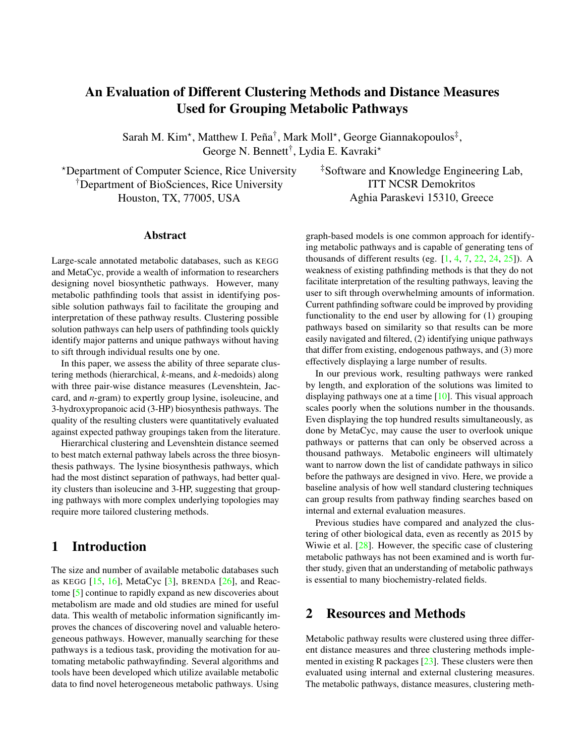# An Evaluation of Different Clustering Methods and Distance Measures Used for Grouping Metabolic Pathways

Sarah M. Kim[⋆], Matthew I. Peña[†], Mark Moll[⋆], George Giannakopoulos[‡], George N. Bennett[†], Lydia E. Kavraki[⋆]

[⋆]Department of Computer Science, Rice University
[†]Department of BioSciences, Rice University
Houston, TX, 77005, USA

[‡]Software and Knowledge Engineering Lab, ITT NCSR Demokritos
Aghia Paraskevi 15310, Greece

## Abstract

Large-scale annotated metabolic databases, such as KEGG and MetaCyc, provide a wealth of information to researchers designing novel biosynthetic pathways. However, many metabolic pathfinding tools that assist in identifying possible solution pathways fail to facilitate the grouping and interpretation of these pathway results. Clustering possible solution pathways can help users of pathfinding tools quickly identify major patterns and unique pathways without having to sift through individual results one by one.

In this paper, we assess the ability of three separate clustering methods (hierarchical, *k*-means, and *k*-medoids) along with three pair-wise distance measures (Levenshtein, Jaccard, and *n*-gram) to expertly group lysine, isoleucine, and 3-hydroxypropanoic acid (3-HP) biosynthesis pathways. The quality of the resulting clusters were quantitatively evaluated against expected pathway groupings taken from the literature.

Hierarchical clustering and Levenshtein distance seemed to best match external pathway labels across the three biosynthesis pathways. The lysine biosynthesis pathways, which had the most distinct separation of pathways, had better quality clusters than isoleucine and 3-HP, suggesting that grouping pathways with more complex underlying topologies may require more tailored clustering methods.

## 1 Introduction

The size and number of available metabolic databases such as KEGG [15, 16], MetaCyc [3], BRENDA [26], and Reactome [5] continue to rapidly expand as new discoveries about metabolism are made and old studies are mined for useful data. This wealth of metabolic information significantly improves the chances of discovering novel and valuable heterogeneous pathways. However, manually searching for these pathways is a tedious task, providing the motivation for automating metabolic pathwayfinding. Several algorithms and tools have been developed which utilize available metabolic data to find novel heterogeneous metabolic pathways. Using graph-based models is one common approach for identifying metabolic pathways and is capable of generating tens of thousands of different results (eg. [1, 4, 7, 22, 24, 25]). A weakness of existing pathfinding methods is that they do not facilitate interpretation of the resulting pathways, leaving the user to sift through overwhelming amounts of information. Current pathfinding software could be improved by providing functionality to the end user by allowing for (1) grouping pathways based on similarity so that results can be more easily navigated and filtered, (2) identifying unique pathways that differ from existing, endogenous pathways, and (3) more effectively displaying a large number of results.

In our previous work, resulting pathways were ranked by length, and exploration of the solutions was limited to displaying pathways one at a time [10]. This visual approach scales poorly when the solutions number in the thousands. Even displaying the top hundred results simultaneously, as done by MetaCyc, may cause the user to overlook unique pathways or patterns that can only be observed across a thousand pathways. Metabolic engineers will ultimately want to narrow down the list of candidate pathways in silico before the pathways are designed in vivo. Here, we provide a baseline analysis of how well standard clustering techniques can group results from pathway finding searches based on internal and external evaluation measures.

Previous studies have compared and analyzed the clustering of other biological data, even as recently as 2015 by Wiwie et al. [28]. However, the specific case of clustering metabolic pathways has not been examined and is worth further study, given that an understanding of metabolic pathways is essential to many biochemistry-related fields.

## 2 Resources and Methods

Metabolic pathway results were clustered using three different distance measures and three clustering methods implemented in existing R packages [23]. These clusters were then evaluated using internal and external clustering measures. The metabolic pathways, distance measures, clustering meth-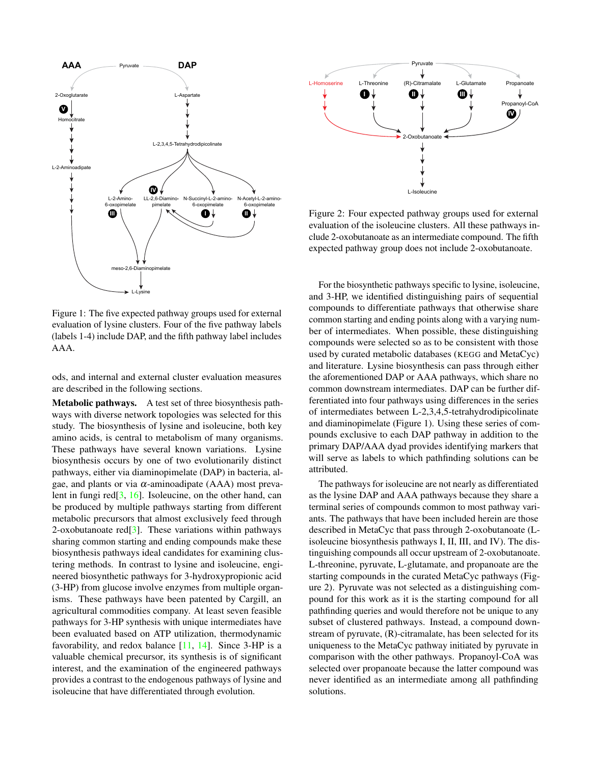Figure 1: The five expected pathway groups used for external evaluation of lysine clusters. Four of the five pathway labels (labels 1-4) include DAP, and the fifth pathway label includes AAA.

ods, and internal and external cluster evaluation measures are described in the following sections.

**Metabolic pathways.** A test set of three biosynthesis pathways with diverse network topologies was selected for this study. The biosynthesis of lysine and isoleucine, both key amino acids, is central to metabolism of many organisms. These pathways have several known variations. Lysine biosynthesis occurs by one of two evolutionarily distinct pathways, either via diaminopimelate (DAP) in bacteria, algae, and plants or via $\alpha$-aminoadipate (AAA) most prevalent in fungi red[3, 16]. Isoleucine, on the other hand, can be produced by multiple pathways starting from different metabolic precursors that almost exclusively feed through 2-oxobutanoate red[3]. These variations within pathways sharing common starting and ending compounds make these biosynthesis pathways ideal candidates for examining clustering methods. In contrast to lysine and isoleucine, engineered biosynthetic pathways for 3-hydroxypropionic acid (3-HP) from glucose involve enzymes from multiple organisms. These pathways have been patented by Cargill, an agricultural commodities company. At least seven feasible pathways for 3-HP synthesis with unique intermediates have been evaluated based on ATP utilization, thermodynamic favorability, and redox balance [11, 14]. Since 3-HP is a valuable chemical precursor, its synthesis is of significant interest, and the examination of the engineered pathways provides a contrast to the endogenous pathways of lysine and isoleucine that have differentiated through evolution.

Figure 2: Four expected pathway groups used for external evaluation of the isoleucine clusters. All these pathways include 2-oxobutanoate as an intermediate compound. The fifth expected pathway group does not include 2-oxobutanoate.

For the biosynthetic pathways specific to lysine, isoleucine, and 3-HP, we identified distinguishing pairs of sequential compounds to differentiate pathways that otherwise share common starting and ending points along with a varying number of intermediates. When possible, these distinguishing compounds were selected so as to be consistent with those used by curated metabolic databases (KEGG and MetaCyc) and literature. Lysine biosynthesis can pass through either the aforementioned DAP or AAA pathways, which share no common downstream intermediates. DAP can be further differentiated into four pathways using differences in the series of intermediates between L-2,3,4,5-tetrahydrodipicolinate and diaminopimelate (Figure 1). Using these series of compounds exclusive to each DAP pathway in addition to the primary DAP/AAA dyad provides identifying markers that will serve as labels to which pathfinding solutions can be attributed.

The pathways for isoleucine are not nearly as differentiated as the lysine DAP and AAA pathways because they share a terminal series of compounds common to most pathway variants. The pathways that have been included herein are those described in MetaCyc that pass through 2-oxobutanoate (L-isoleucine biosynthesis pathways I, II, III, and IV). The distinguishing compounds all occur upstream of 2-oxobutanoate. L-threonine, pyruvate, L-glutamate, and propanoate are the starting compounds in the curated MetaCyc pathways (Figure 2). Pyruvate was not selected as a distinguishing compound for this work as it is the starting compound for all pathfinding queries and would therefore not be unique to any subset of clustered pathways. Instead, a compound downstream of pyruvate, (R)-citramalate, has been selected for its uniqueness to the MetaCyc pathway initiated by pyruvate in comparison with the other pathways. Propanoyl-CoA was selected over propanoate because the latter compound was never identified as an intermediate among all pathfinding solutions.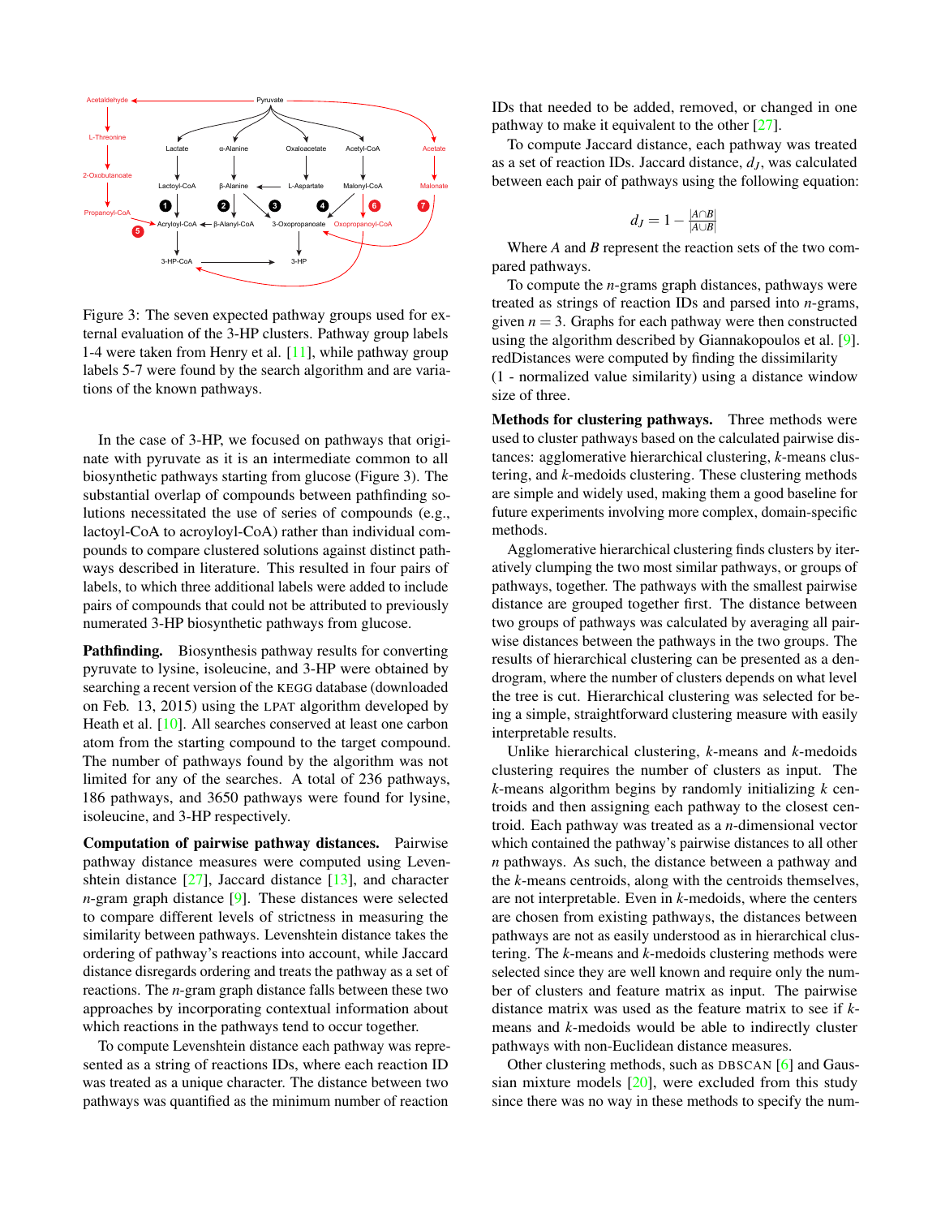Figure 3: The seven expected pathway groups used for external evaluation of the 3-HP clusters. Pathway group labels 1-4 were taken from Henry et al. [11], while pathway group labels 5-7 were found by the search algorithm and are variations of the known pathways.

In the case of 3-HP, we focused on pathways that originate with pyruvate as it is an intermediate common to all biosynthetic pathways starting from glucose (Figure 3). The substantial overlap of compounds between pathfinding solutions necessitated the use of series of compounds (e.g., lactoyl-CoA to acroyloyl-CoA) rather than individual compounds to compare clustered solutions against distinct pathways described in literature. This resulted in four pairs of labels, to which three additional labels were added to include pairs of compounds that could not be attributed to previously numerated 3-HP biosynthetic pathways from glucose.

**Pathfinding.** Biosynthesis pathway results for converting pyruvate to lysine, isoleucine, and 3-HP were obtained by searching a recent version of the KEGG database (downloaded on Feb. 13, 2015) using the LPAT algorithm developed by Heath et al. [10]. All searches conserved at least one carbon atom from the starting compound to the target compound. The number of pathways found by the algorithm was not limited for any of the searches. A total of 236 pathways, 186 pathways, and 3650 pathways were found for lysine, isoleucine, and 3-HP respectively.

**Computation of pairwise pathway distances.** Pairwise pathway distance measures were computed using Levenshtein distance [27], Jaccard distance [13], and character $n$-gram graph distance [9]. These distances were selected to compare different levels of strictness in measuring the similarity between pathways. Levenshtein distance takes the ordering of pathway's reactions into account, while Jaccard distance disregards ordering and treats the pathway as a set of reactions. The $n$-gram graph distance falls between these two approaches by incorporating contextual information about which reactions in the pathways tend to occur together.

To compute Levenshtein distance each pathway was represented as a string of reactions IDs, where each reaction ID was treated as a unique character. The distance between two pathways was quantified as the minimum number of reaction IDs that needed to be added, removed, or changed in one pathway to make it equivalent to the other [27].

To compute Jaccard distance, each pathway was treated as a set of reaction IDs. Jaccard distance, $d_J$, was calculated between each pair of pathways using the following equation:

$$d_J = 1 - \frac{|A \cap B|}{|A \cup B|}$$

Where $A$ and $B$ represent the reaction sets of the two compared pathways.

To compute the $n$-grams graph distances, pathways were treated as strings of reaction IDs and parsed into $n$-grams, given $n = 3$. Graphs for each pathway were then constructed using the algorithm described by Giannakopoulos et al. [9]. redDistances were computed by finding the dissimilarity (1 - normalized value similarity) using a distance window size of three.

**Methods for clustering pathways.** Three methods were used to cluster pathways based on the calculated pairwise distances: agglomerative hierarchical clustering, $k$-means clustering, and $k$-medoids clustering. These clustering methods are simple and widely used, making them a good baseline for future experiments involving more complex, domain-specific methods.

Agglomerative hierarchical clustering finds clusters by iteratively clumping the two most similar pathways, or groups of pathways, together. The pathways with the smallest pairwise distance are grouped together first. The distance between two groups of pathways was calculated by averaging all pairwise distances between the pathways in the two groups. The results of hierarchical clustering can be presented as a dendrogram, where the number of clusters depends on what level the tree is cut. Hierarchical clustering was selected for being a simple, straightforward clustering measure with easily interpretable results.

Unlike hierarchical clustering, $k$-means and $k$-medoids clustering requires the number of clusters as input. The $k$-means algorithm begins by randomly initializing $k$ centroids and then assigning each pathway to the closest centroid. Each pathway was treated as a $n$-dimensional vector which contained the pathway's pairwise distances to all other $n$ pathways. As such, the distance between a pathway and the $k$-means centroids, along with the centroids themselves, are not interpretable. Even in $k$-medoids, where the centers are chosen from existing pathways, the distances between pathways are not as easily understood as in hierarchical clustering. The $k$-means and $k$-medoids clustering methods were selected since they are well known and require only the number of clusters and feature matrix as input. The pairwise distance matrix was used as the feature matrix to see if $k$-means and $k$-medoids would be able to indirectly cluster pathways with non-Euclidean distance measures.

Other clustering methods, such as DBSCAN [6] and Gaussian mixture models [20], were excluded from this study since there was no way in these methods to specify the num-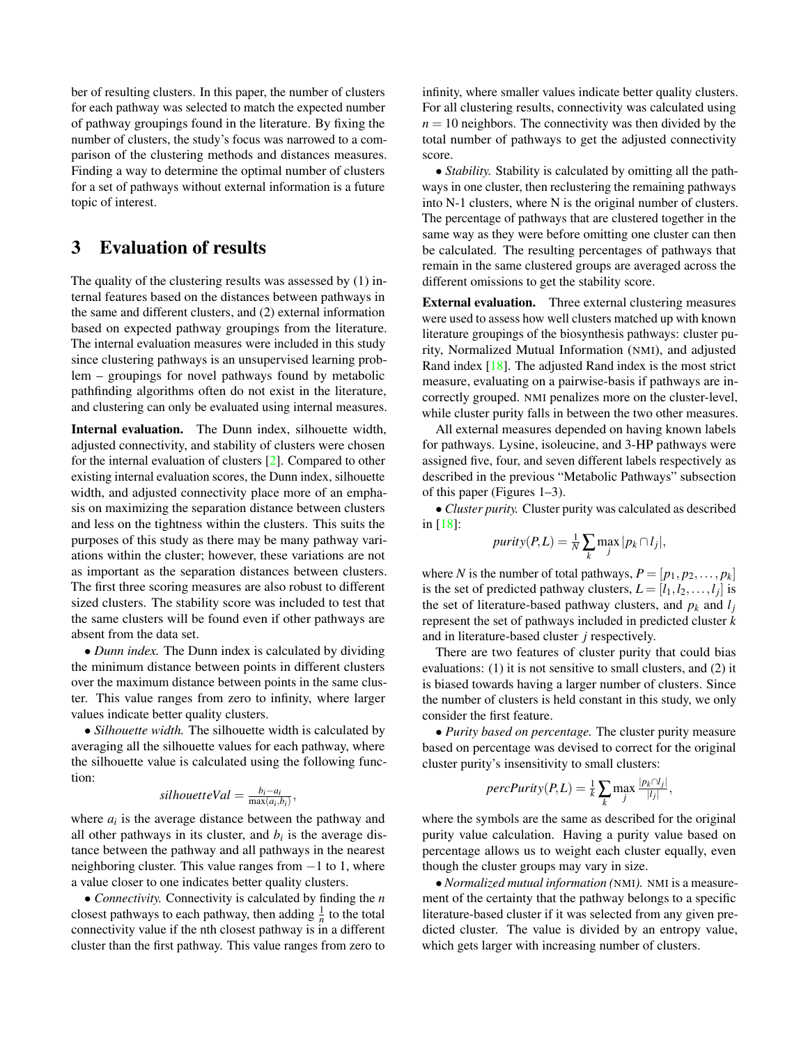ber of resulting clusters. In this paper, the number of clusters for each pathway was selected to match the expected number of pathway groupings found in the literature. By fixing the number of clusters, the study's focus was narrowed to a comparison of the clustering methods and distances measures. Finding a way to determine the optimal number of clusters for a set of pathways without external information is a future topic of interest.

# 3 Evaluation of results

The quality of the clustering results was assessed by (1) internal features based on the distances between pathways in the same and different clusters, and (2) external information based on expected pathway groupings from the literature. The internal evaluation measures were included in this study since clustering pathways is an unsupervised learning problem – groupings for novel pathways found by metabolic pathfinding algorithms often do not exist in the literature, and clustering can only be evaluated using internal measures.

**Internal evaluation.** The Dunn index, silhouette width, adjusted connectivity, and stability of clusters were chosen for the internal evaluation of clusters [2]. Compared to other existing internal evaluation scores, the Dunn index, silhouette width, and adjusted connectivity place more of an emphasis on maximizing the separation distance between clusters and less on the tightness within the clusters. This suits the purposes of this study as there may be many pathway variations within the cluster; however, these variations are not as important as the separation distances between clusters. The first three scoring measures are also robust to different sized clusters. The stability score was included to test that the same clusters will be found even if other pathways are absent from the data set.

• *Dunn index.* The Dunn index is calculated by dividing the minimum distance between points in different clusters over the maximum distance between points in the same cluster. This value ranges from zero to infinity, where larger values indicate better quality clusters.

• *Silhouette width.* The silhouette width is calculated by averaging all the silhouette values for each pathway, where the silhouette value is calculated using the following function:

$$silhouetteVal = \frac{b_i - a_i}{\max(a_i, b_i)},$$

where $a_i$ is the average distance between the pathway and all other pathways in its cluster, and $b_i$ is the average distance between the pathway and all pathways in the nearest neighboring cluster. This value ranges from $-1$ to 1, where a value closer to one indicates better quality clusters.

• *Connectivity.* Connectivity is calculated by finding the $n$ closest pathways to each pathway, then adding $\frac{1}{n}$ to the total connectivity value if the nth closest pathway is in a different cluster than the first pathway. This value ranges from zero to infinity, where smaller values indicate better quality clusters. For all clustering results, connectivity was calculated using $n = 10$ neighbors. The connectivity was then divided by the total number of pathways to get the adjusted connectivity score.

• *Stability.* Stability is calculated by omitting all the pathways in one cluster, then reclustering the remaining pathways into N-1 clusters, where N is the original number of clusters. The percentage of pathways that are clustered together in the same way as they were before omitting one cluster can then be calculated. The resulting percentages of pathways that remain in the same clustered groups are averaged across the different omissions to get the stability score.

**External evaluation.** Three external clustering measures were used to assess how well clusters matched up with known literature groupings of the biosynthesis pathways: cluster purity, Normalized Mutual Information (NMI), and adjusted Rand index [18]. The adjusted Rand index is the most strict measure, evaluating on a pairwise-basis if pathways are incorrectly grouped. NMI penalizes more on the cluster-level, while cluster purity falls in between the two other measures.

All external measures depended on having known labels for pathways. Lysine, isoleucine, and 3-HP pathways were assigned five, four, and seven different labels respectively as described in the previous "Metabolic Pathways" subsection of this paper (Figures 1–3).

• *Cluster purity.* Cluster purity was calculated as described in [18]:

$$purity(P, L) = \frac{1}{N} \sum_k \max_j |p_k \cap l_j|,$$

where $N$ is the number of total pathways, $P = [p_1, p_2, \ldots, p_k]$ is the set of predicted pathway clusters, $L = [l_1, l_2, \ldots, l_j]$ is the set of literature-based pathway clusters, and $p_k$ and $l_j$ represent the set of pathways included in predicted cluster $k$ and in literature-based cluster $j$ respectively.

There are two features of cluster purity that could bias evaluations: (1) it is not sensitive to small clusters, and (2) it is biased towards having a larger number of clusters. Since the number of clusters is held constant in this study, we only consider the first feature.

• *Purity based on percentage.* The cluster purity measure based on percentage was devised to correct for the original cluster purity's insensitivity to small clusters:

$$percPurity(P, L) = \frac{1}{k} \sum_k \max_j \frac{|p_k \cap l_j|}{|l_j|},$$

where the symbols are the same as described for the original purity value calculation. Having a purity value based on percentage allows us to weight each cluster equally, even though the cluster groups may vary in size.

• *Normalized mutual information (NMI).* NMI is a measurement of the certainty that the pathway belongs to a specific literature-based cluster if it was selected from any given predicted cluster. The value is divided by an entropy value, which gets larger with increasing number of clusters.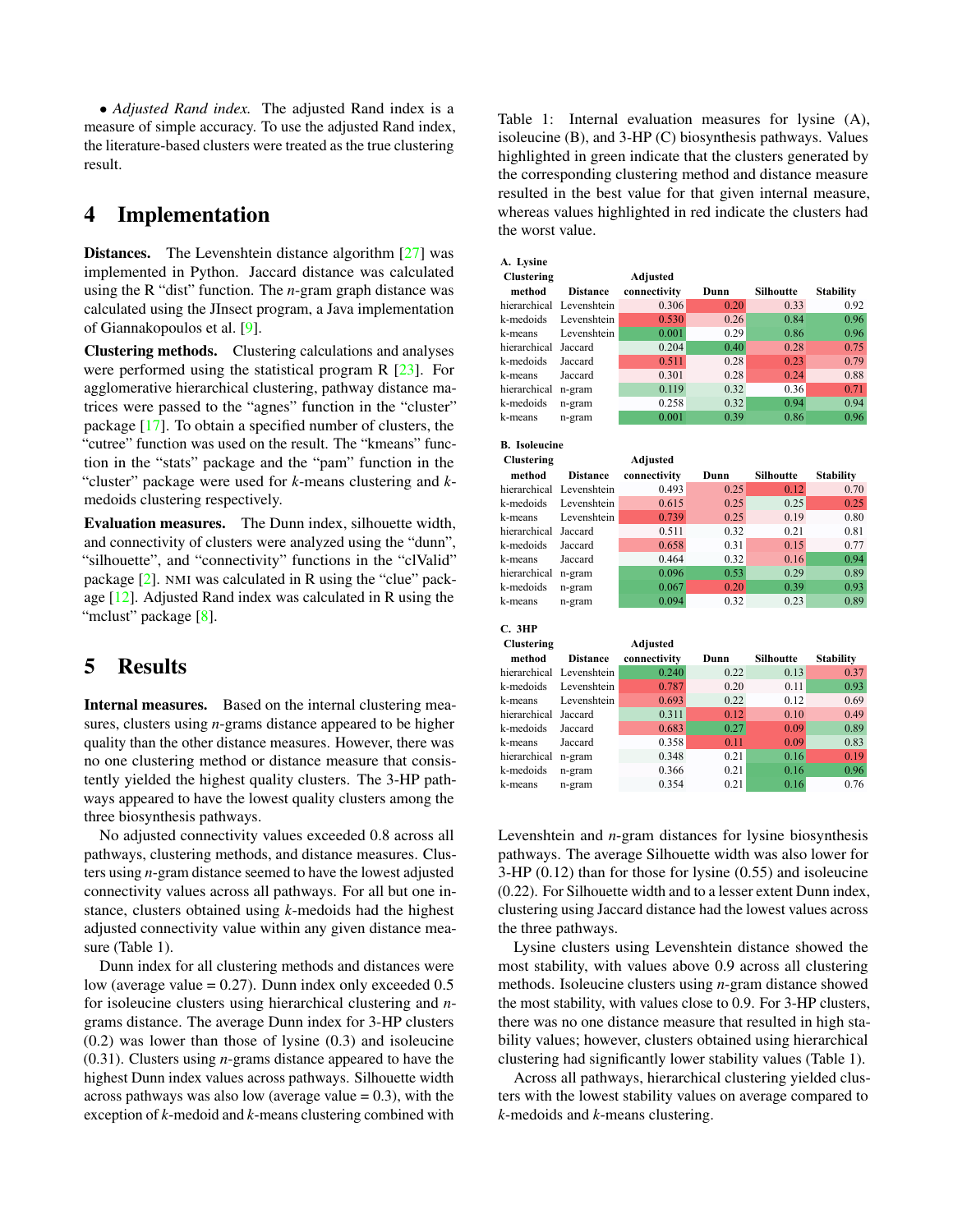• *Adjusted Rand index.* The adjusted Rand index is a measure of simple accuracy. To use the adjusted Rand index, the literature-based clusters were treated as the true clustering result.

# 4 Implementation

**Distances.** The Levenshtein distance algorithm [27] was implemented in Python. Jaccard distance was calculated using the R "dist" function. The *n*-gram graph distance was calculated using the JInsect program, a Java implementation of Giannakopoulos et al. [9].

**Clustering methods.** Clustering calculations and analyses were performed using the statistical program R [23]. For agglomerative hierarchical clustering, pathway distance matrices were passed to the "agnes" function in the "cluster" package [17]. To obtain a specified number of clusters, the "cutree" function was used on the result. The "kmeans" function in the "stats" package and the "pam" function in the "cluster" package were used for *k*-means clustering and *k*-medoids clustering respectively.

**Evaluation measures.** The Dunn index, silhouette width, and connectivity of clusters were analyzed using the "dunn", "silhouette", and "connectivity" functions in the "clValid" package [2]. NMI was calculated in R using the "clue" package [12]. Adjusted Rand index was calculated in R using the "mclust" package [8].

# 5 Results

**Internal measures.** Based on the internal clustering measures, clusters using *n*-grams distance appeared to be higher quality than the other distance measures. However, there was no one clustering method or distance measure that consistently yielded the highest quality clusters. The 3-HP pathways appeared to have the lowest quality clusters among the three biosynthesis pathways.

No adjusted connectivity values exceeded 0.8 across all pathways, clustering methods, and distance measures. Clusters using *n*-gram distance seemed to have the lowest adjusted connectivity values across all pathways. For all but one instance, clusters obtained using *k*-medoids had the highest adjusted connectivity value within any given distance measure (Table 1).

Dunn index for all clustering methods and distances were low (average value = 0.27). Dunn index only exceeded 0.5 for isoleucine clusters using hierarchical clustering and *n*-grams distance. The average Dunn index for 3-HP clusters (0.2) was lower than those of lysine (0.3) and isoleucine (0.31). Clusters using *n*-grams distance appeared to have the highest Dunn index values across pathways. Silhouette width across pathways was also low (average value = 0.3), with the exception of *k*-medoid and *k*-means clustering combined with Levenshtein and *n*-gram distances for lysine biosynthesis pathways. The average Silhouette width was also lower for 3-HP (0.12) than for those for lysine (0.55) and isoleucine (0.22). For Silhouette width and to a lesser extent Dunn index, clustering using Jaccard distance had the lowest values across the three pathways.

Lysine clusters using Levenshtein distance showed the most stability, with values above 0.9 across all clustering methods. Isoleucine clusters using *n*-gram distance showed the most stability, with values close to 0.9. For 3-HP clusters, there was no one distance measure that resulted in high stability values; however, clusters obtained using hierarchical clustering had significantly lower stability values (Table 1).

Across all pathways, hierarchical clustering yielded clusters with the lowest stability values on average compared to *k*-medoids and *k*-means clustering.

Table 1: Internal evaluation measures for lysine (A), isoleucine (B), and 3-HP (C) biosynthesis pathways. Values highlighted in green indicate that the clusters generated by the corresponding clustering method and distance measure resulted in the best value for that given internal measure, whereas values highlighted in red indicate the clusters had the worst value.

**A. Lysine**

| Clustering method | Distance | Adjusted connectivity | Dunn | Silhoutte | Stability |
|---|---|---|---|---|---|
| hierarchical | Levenshtein | 0.306 | 0.20 | 0.33 | 0.92 |
| k-medoids | Levenshtein | 0.530 | 0.26 | 0.84 | 0.96 |
| k-means | Levenshtein | 0.001 | 0.29 | 0.86 | 0.96 |
| hierarchical | Jaccard | 0.204 | 0.40 | 0.28 | 0.75 |
| k-medoids | Jaccard | 0.511 | 0.28 | 0.23 | 0.79 |
| k-means | Jaccard | 0.301 | 0.28 | 0.24 | 0.88 |
| hierarchical | n-gram | 0.119 | 0.32 | 0.36 | 0.71 |
| k-medoids | n-gram | 0.258 | 0.32 | 0.94 | 0.94 |
| k-means | n-gram | 0.001 | 0.39 | 0.86 | 0.96 |

**B. Isoleucine**

| Clustering method | Distance | Adjusted connectivity | Dunn | Silhoutte | Stability |
|---|---|---|---|---|---|
| hierarchical | Levenshtein | 0.493 | 0.25 | 0.12 | 0.70 |
| k-medoids | Levenshtein | 0.615 | 0.25 | 0.25 | 0.25 |
| k-means | Levenshtein | 0.739 | 0.25 | 0.19 | 0.80 |
| hierarchical | Jaccard | 0.511 | 0.32 | 0.21 | 0.81 |
| k-medoids | Jaccard | 0.658 | 0.31 | 0.15 | 0.77 |
| k-means | Jaccard | 0.464 | 0.32 | 0.16 | 0.94 |
| hierarchical | n-gram | 0.096 | 0.53 | 0.29 | 0.89 |
| k-medoids | n-gram | 0.067 | 0.20 | 0.39 | 0.93 |
| k-means | n-gram | 0.094 | 0.32 | 0.23 | 0.89 |

**C. 3HP**

| Clustering method | Distance | Adjusted connectivity | Dunn | Silhoutte | Stability |
|---|---|---|---|---|---|
| hierarchical | Levenshtein | 0.240 | 0.22 | 0.13 | 0.37 |
| k-medoids | Levenshtein | 0.787 | 0.20 | 0.11 | 0.93 |
| k-means | Levenshtein | 0.693 | 0.22 | 0.12 | 0.69 |
| hierarchical | Jaccard | 0.311 | 0.12 | 0.10 | 0.49 |
| k-medoids | Jaccard | 0.683 | 0.27 | 0.09 | 0.89 |
| k-means | Jaccard | 0.358 | 0.11 | 0.09 | 0.83 |
| hierarchical | n-gram | 0.348 | 0.21 | 0.16 | 0.19 |
| k-medoids | n-gram | 0.366 | 0.21 | 0.16 | 0.96 |
| k-means | n-gram | 0.354 | 0.21 | 0.16 | 0.76 |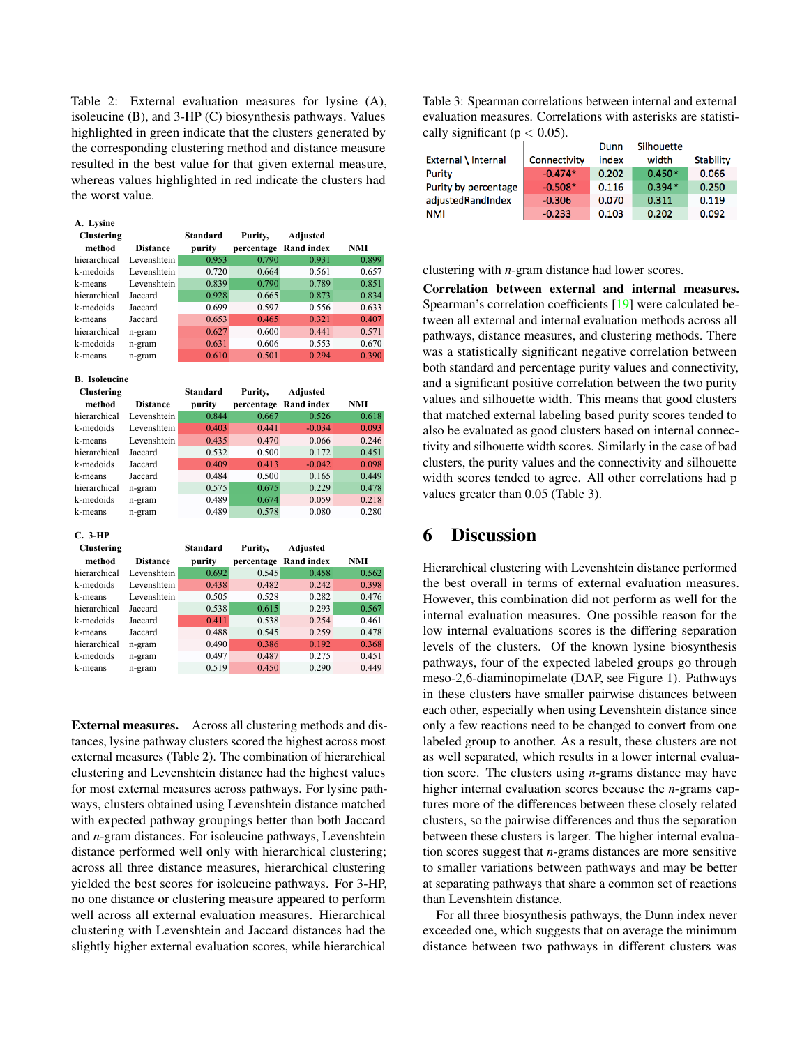Table 2: External evaluation measures for lysine (A), isoleucine (B), and 3-HP (C) biosynthesis pathways. Values highlighted in green indicate that the clusters generated by the corresponding clustering method and distance measure resulted in the best value for that given external measure, whereas values highlighted in red indicate the clusters had the worst value.

**A. Lysine**

| Clustering method | Distance | Standard purity | Purity, percentage | Adjusted Rand index | NMI |
|---|---|---|---|---|---|
| hierarchical | Levenshtein | 0.953 | 0.790 | 0.931 | 0.899 |
| k-medoids | Levenshtein | 0.720 | 0.664 | 0.561 | 0.657 |
| k-means | Levenshtein | 0.839 | 0.790 | 0.789 | 0.851 |
| hierarchical | Jaccard | 0.928 | 0.665 | 0.873 | 0.834 |
| k-medoids | Jaccard | 0.699 | 0.597 | 0.556 | 0.633 |
| k-means | Jaccard | 0.653 | 0.465 | 0.321 | 0.407 |
| hierarchical | n-gram | 0.627 | 0.600 | 0.441 | 0.571 |
| k-medoids | n-gram | 0.631 | 0.606 | 0.553 | 0.670 |
| k-means | n-gram | 0.610 | 0.501 | 0.294 | 0.390 |

**B. Isoleucine**

| Clustering method | Distance | Standard purity | Purity, percentage | Adjusted Rand index | NMI |
|---|---|---|---|---|---|
| hierarchical | Levenshtein | 0.844 | 0.667 | 0.526 | 0.618 |
| k-medoids | Levenshtein | 0.403 | 0.441 | -0.034 | 0.093 |
| k-means | Levenshtein | 0.435 | 0.470 | 0.066 | 0.246 |
| hierarchical | Jaccard | 0.532 | 0.500 | 0.172 | 0.451 |
| k-medoids | Jaccard | 0.409 | 0.413 | -0.042 | 0.098 |
| k-means | Jaccard | 0.484 | 0.500 | 0.165 | 0.449 |
| hierarchical | n-gram | 0.575 | 0.675 | 0.229 | 0.478 |
| k-medoids | n-gram | 0.489 | 0.674 | 0.059 | 0.218 |
| k-means | n-gram | 0.489 | 0.578 | 0.080 | 0.280 |

**C. 3-HP**

| Clustering method | Distance | Standard purity | Purity, percentage | Adjusted Rand index | NMI |
|---|---|---|---|---|---|
| hierarchical | Levenshtein | 0.692 | 0.545 | 0.458 | 0.562 |
| k-medoids | Levenshtein | 0.438 | 0.482 | 0.242 | 0.398 |
| k-means | Levenshtein | 0.505 | 0.528 | 0.282 | 0.476 |
| hierarchical | Jaccard | 0.538 | 0.615 | 0.293 | 0.567 |
| k-medoids | Jaccard | 0.411 | 0.538 | 0.254 | 0.461 |
| k-means | Jaccard | 0.488 | 0.545 | 0.259 | 0.478 |
| hierarchical | n-gram | 0.490 | 0.386 | 0.192 | 0.368 |
| k-medoids | n-gram | 0.497 | 0.487 | 0.275 | 0.451 |
| k-means | n-gram | 0.519 | 0.450 | 0.290 | 0.449 |

**External measures.** Across all clustering methods and distances, lysine pathway clusters scored the highest across most external measures (Table 2). The combination of hierarchical clustering and Levenshtein distance had the highest values for most external measures across pathways. For lysine pathways, clusters obtained using Levenshtein distance matched with expected pathway groupings better than both Jaccard and $n$-gram distances. For isoleucine pathways, Levenshtein distance performed well only with hierarchical clustering; across all three distance measures, hierarchical clustering yielded the best scores for isoleucine pathways. For 3-HP, no one distance or clustering measure appeared to perform well across all external evaluation measures. Hierarchical clustering with Levenshtein and Jaccard distances had the slightly higher external evaluation scores, while hierarchical clustering with $n$-gram distance had lower scores.

Table 3: Spearman correlations between internal and external evaluation measures. Correlations with asterisks are statistically significant ($p < 0.05$).

| External \ Internal | Connectivity | Dunn index | Silhouette width | Stability |
|---|---|---|---|---|
| Purity | -0.474* | 0.202 | 0.450* | 0.066 |
| Purity by percentage | -0.508* | 0.116 | 0.394* | 0.250 |
| adjustedRandIndex | -0.306 | 0.070 | 0.311 | 0.119 |
| NMI | -0.233 | 0.103 | 0.202 | 0.092 |

**Correlation between external and internal measures.** Spearman's correlation coefficients [19] were calculated between all external and internal evaluation methods across all pathways, distance measures, and clustering methods. There was a statistically significant negative correlation between both standard and percentage purity values and connectivity, and a significant positive correlation between the two purity values and silhouette width. This means that good clusters that matched external labeling based purity scores tended to also be evaluated as good clusters based on internal connectivity and silhouette width scores. Similarly in the case of bad clusters, the purity values and the connectivity and silhouette width scores tended to agree. All other correlations had p values greater than 0.05 (Table 3).

# 6 Discussion

Hierarchical clustering with Levenshtein distance performed the best overall in terms of external evaluation measures. However, this combination did not perform as well for the internal evaluation measures. One possible reason for the low internal evaluations scores is the differing separation levels of the clusters. Of the known lysine biosynthesis pathways, four of the expected labeled groups go through meso-2,6-diaminopimelate (DAP, see Figure 1). Pathways in these clusters have smaller pairwise distances between each other, especially when using Levenshtein distance since only a few reactions need to be changed to convert from one labeled group to another. As a result, these clusters are not as well separated, which results in a lower internal evaluation score. The clusters using $n$-grams distance may have higher internal evaluation scores because the $n$-grams captures more of the differences between these closely related clusters, so the pairwise differences and thus the separation between these clusters is larger. The higher internal evaluation scores suggest that $n$-grams distances are more sensitive to smaller variations between pathways and may be better at separating pathways that share a common set of reactions than Levenshtein distance.

For all three biosynthesis pathways, the Dunn index never exceeded one, which suggests that on average the minimum distance between two pathways in different clusters was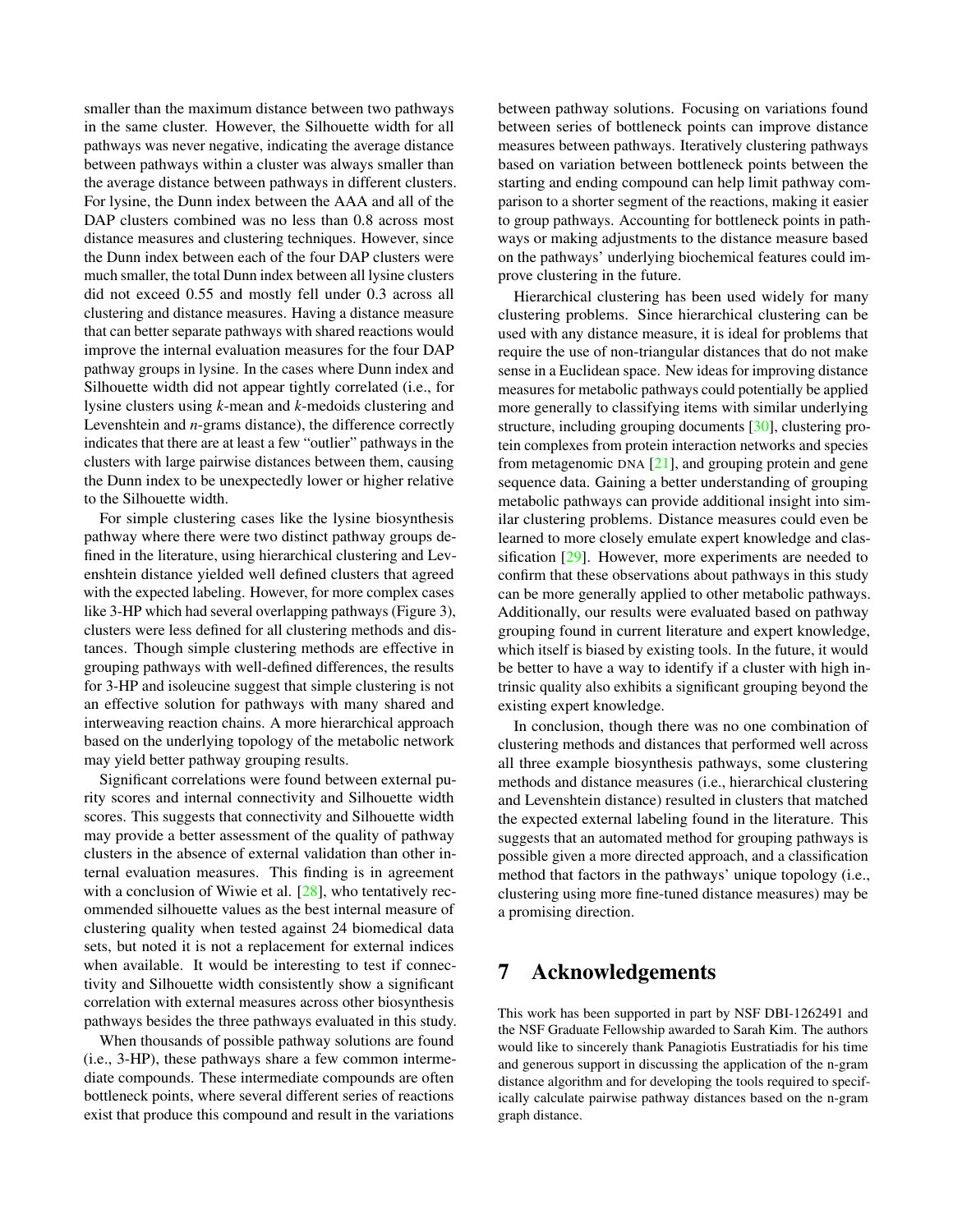smaller than the maximum distance between two pathways in the same cluster. However, the Silhouette width for all pathways was never negative, indicating the average distance between pathways within a cluster was always smaller than the average distance between pathways in different clusters. For lysine, the Dunn index between the AAA and all of the DAP clusters combined was no less than 0.8 across most distance measures and clustering techniques. However, since the Dunn index between each of the four DAP clusters were much smaller, the total Dunn index between all lysine clusters did not exceed 0.55 and mostly fell under 0.3 across all clustering and distance measures. Having a distance measure that can better separate pathways with shared reactions would improve the internal evaluation measures for the four DAP pathway groups in lysine. In the cases where Dunn index and Silhouette width did not appear tightly correlated (i.e., for lysine clusters using $k$-mean and $k$-medoids clustering and Levenshtein and $n$-grams distance), the difference correctly indicates that there are at least a few "outlier" pathways in the clusters with large pairwise distances between them, causing the Dunn index to be unexpectedly lower or higher relative to the Silhouette width.

For simple clustering cases like the lysine biosynthesis pathway where there were two distinct pathway groups defined in the literature, using hierarchical clustering and Levenshtein distance yielded well defined clusters that agreed with the expected labeling. However, for more complex cases like 3-HP which had several overlapping pathways (Figure 3), clusters were less defined for all clustering methods and distances. Though simple clustering methods are effective in grouping pathways with well-defined differences, the results for 3-HP and isoleucine suggest that simple clustering is not an effective solution for pathways with many shared and interweaving reaction chains. A more hierarchical approach based on the underlying topology of the metabolic network may yield better pathway grouping results.

Significant correlations were found between external purity scores and internal connectivity and Silhouette width scores. This suggests that connectivity and Silhouette width may provide a better assessment of the quality of pathway clusters in the absence of external validation than other internal evaluation measures. This finding is in agreement with a conclusion of Wiwie et al. [28], who tentatively recommended silhouette values as the best internal measure of clustering quality when tested against 24 biomedical data sets, but noted it is not a replacement for external indices when available. It would be interesting to test if connectivity and Silhouette width consistently show a significant correlation with external measures across other biosynthesis pathways besides the three pathways evaluated in this study.

When thousands of possible pathway solutions are found (i.e., 3-HP), these pathways share a few common intermediate compounds. These intermediate compounds are often bottleneck points, where several different series of reactions exist that produce this compound and result in the variations between pathway solutions. Focusing on variations found between series of bottleneck points can improve distance measures between pathways. Iteratively clustering pathways based on variation between bottleneck points between the starting and ending compound can help limit pathway comparison to a shorter segment of the reactions, making it easier to group pathways. Accounting for bottleneck points in pathways or making adjustments to the distance measure based on the pathways' underlying biochemical features could improve clustering in the future.

Hierarchical clustering has been used widely for many clustering problems. Since hierarchical clustering can be used with any distance measure, it is ideal for problems that require the use of non-triangular distances that do not make sense in a Euclidean space. New ideas for improving distance measures for metabolic pathways could potentially be applied more generally to classifying items with similar underlying structure, including grouping documents [30], clustering protein complexes from protein interaction networks and species from metagenomic DNA [21], and grouping protein and gene sequence data. Gaining a better understanding of grouping metabolic pathways can provide additional insight into similar clustering problems. Distance measures could even be learned to more closely emulate expert knowledge and classification [29]. However, more experiments are needed to confirm that these observations about pathways in this study can be more generally applied to other metabolic pathways. Additionally, our results were evaluated based on pathway grouping found in current literature and expert knowledge, which itself is biased by existing tools. In the future, it would be better to have a way to identify if a cluster with high intrinsic quality also exhibits a significant grouping beyond the existing expert knowledge.

In conclusion, though there was no one combination of clustering methods and distances that performed well across all three example biosynthesis pathways, some clustering methods and distance measures (i.e., hierarchical clustering and Levenshtein distance) resulted in clusters that matched the expected external labeling found in the literature. This suggests that an automated method for grouping pathways is possible given a more directed approach, and a classification method that factors in the pathways' unique topology (i.e., clustering using more fine-tuned distance measures) may be a promising direction.

# 7 Acknowledgements

This work has been supported in part by NSF DBI-1262491 and the NSF Graduate Fellowship awarded to Sarah Kim. The authors would like to sincerely thank Panagiotis Eustratiadis for his time and generous support in discussing the application of the n-gram distance algorithm and for developing the tools required to specifically calculate pairwise pathway distances based on the n-gram graph distance.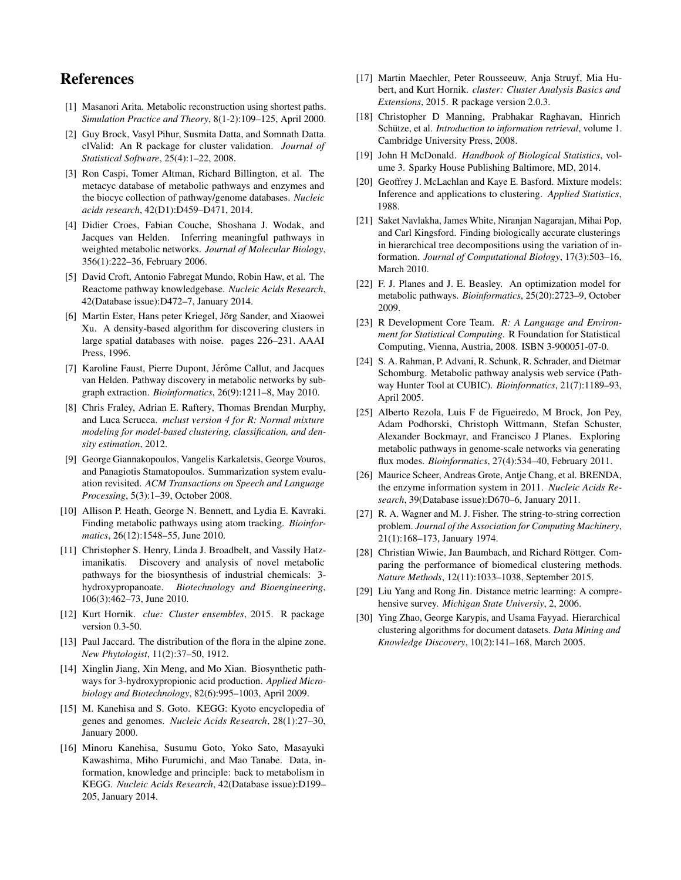# References

[1] Masanori Arita. Metabolic reconstruction using shortest paths. *Simulation Practice and Theory*, 8(1-2):109–125, April 2000.

[2] Guy Brock, Vasyl Pihur, Susmita Datta, and Somnath Datta. clValid: An R package for cluster validation. *Journal of Statistical Software*, 25(4):1–22, 2008.

[3] Ron Caspi, Tomer Altman, Richard Billington, et al. The metacyc database of metabolic pathways and enzymes and the biocyc collection of pathway/genome databases. *Nucleic acids research*, 42(D1):D459–D471, 2014.

[4] Didier Croes, Fabian Couche, Shoshana J. Wodak, and Jacques van Helden. Inferring meaningful pathways in weighted metabolic networks. *Journal of Molecular Biology*, 356(1):222–36, February 2006.

[5] David Croft, Antonio Fabregat Mundo, Robin Haw, et al. The Reactome pathway knowledgebase. *Nucleic Acids Research*, 42(Database issue):D472–7, January 2014.

[6] Martin Ester, Hans peter Kriegel, Jörg Sander, and Xiaowei Xu. A density-based algorithm for discovering clusters in large spatial databases with noise. pages 226–231. AAAI Press, 1996.

[7] Karoline Faust, Pierre Dupont, Jérôme Callut, and Jacques van Helden. Pathway discovery in metabolic networks by subgraph extraction. *Bioinformatics*, 26(9):1211–8, May 2010.

[8] Chris Fraley, Adrian E. Raftery, Thomas Brendan Murphy, and Luca Scrucca. *mclust version 4 for R: Normal mixture modeling for model-based clustering, classification, and density estimation*, 2012.

[9] George Giannakopoulos, Vangelis Karkaletsis, George Vouros, and Panagiotis Stamatopoulos. Summarization system evaluation revisited. *ACM Transactions on Speech and Language Processing*, 5(3):1–39, October 2008.

[10] Allison P. Heath, George N. Bennett, and Lydia E. Kavraki. Finding metabolic pathways using atom tracking. *Bioinformatics*, 26(12):1548–55, June 2010.

[11] Christopher S. Henry, Linda J. Broadbelt, and Vassily Hatzimanikatis. Discovery and analysis of novel metabolic pathways for the biosynthesis of industrial chemicals: 3-hydroxypropanoate. *Biotechnology and Bioengineering*, 106(3):462–73, June 2010.

[12] Kurt Hornik. *clue: Cluster ensembles*, 2015. R package version 0.3-50.

[13] Paul Jaccard. The distribution of the flora in the alpine zone. *New Phytologist*, 11(2):37–50, 1912.

[14] Xinglin Jiang, Xin Meng, and Mo Xian. Biosynthetic pathways for 3-hydroxypropionic acid production. *Applied Microbiology and Biotechnology*, 82(6):995–1003, April 2009.

[15] M. Kanehisa and S. Goto. KEGG: Kyoto encyclopedia of genes and genomes. *Nucleic Acids Research*, 28(1):27–30, January 2000.

[16] Minoru Kanehisa, Susumu Goto, Yoko Sato, Masayuki Kawashima, Miho Furumichi, and Mao Tanabe. Data, information, knowledge and principle: back to metabolism in KEGG. *Nucleic Acids Research*, 42(Database issue):D199–205, January 2014.

[17] Martin Maechler, Peter Rousseeuw, Anja Struyf, Mia Hubert, and Kurt Hornik. *cluster: Cluster Analysis Basics and Extensions*, 2015. R package version 2.0.3.

[18] Christopher D Manning, Prabhakar Raghavan, Hinrich Schütze, et al. *Introduction to information retrieval*, volume 1. Cambridge University Press, 2008.

[19] John H McDonald. *Handbook of Biological Statistics*, volume 3. Sparky House Publishing Baltimore, MD, 2014.

[20] Geoffrey J. McLachlan and Kaye E. Basford. Mixture models: Inference and applications to clustering. *Applied Statistics*, 1988.

[21] Saket Navlakha, James White, Niranjan Nagarajan, Mihai Pop, and Carl Kingsford. Finding biologically accurate clusterings in hierarchical tree decompositions using the variation of information. *Journal of Computational Biology*, 17(3):503–16, March 2010.

[22] F. J. Planes and J. E. Beasley. An optimization model for metabolic pathways. *Bioinformatics*, 25(20):2723–9, October 2009.

[23] R Development Core Team. *R: A Language and Environment for Statistical Computing*. R Foundation for Statistical Computing, Vienna, Austria, 2008. ISBN 3-900051-07-0.

[24] S. A. Rahman, P. Advani, R. Schunk, R. Schrader, and Dietmar Schomburg. Metabolic pathway analysis web service (Pathway Hunter Tool at CUBIC). *Bioinformatics*, 21(7):1189–93, April 2005.

[25] Alberto Rezola, Luis F de Figueiredo, M Brock, Jon Pey, Adam Podhorski, Christoph Wittmann, Stefan Schuster, Alexander Bockmayr, and Francisco J Planes. Exploring metabolic pathways in genome-scale networks via generating flux modes. *Bioinformatics*, 27(4):534–40, February 2011.

[26] Maurice Scheer, Andreas Grote, Antje Chang, et al. BRENDA, the enzyme information system in 2011. *Nucleic Acids Research*, 39(Database issue):D670–6, January 2011.

[27] R. A. Wagner and M. J. Fisher. The string-to-string correction problem. *Journal of the Association for Computing Machinery*, 21(1):168–173, January 1974.

[28] Christian Wiwie, Jan Baumbach, and Richard Röttger. Comparing the performance of biomedical clustering methods. *Nature Methods*, 12(11):1033–1038, September 2015.

[29] Liu Yang and Rong Jin. Distance metric learning: A comprehensive survey. *Michigan State Universiy*, 2, 2006.

[30] Ying Zhao, George Karypis, and Usama Fayyad. Hierarchical clustering algorithms for document datasets. *Data Mining and Knowledge Discovery*, 10(2):141–168, March 2005.